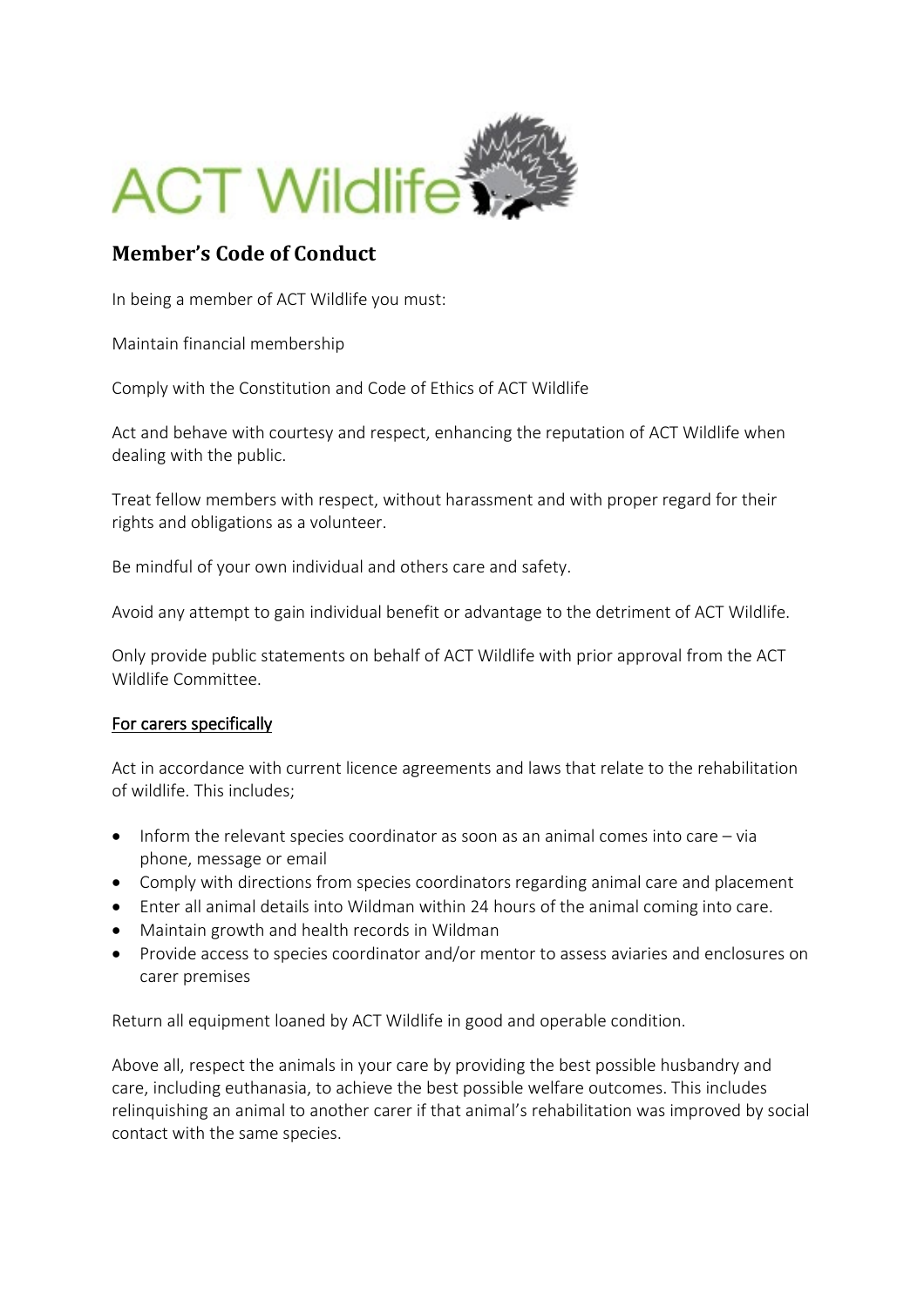ACT Wildlife

## Member's Code of Conduct

In being a member of ACT Wildlife you must:

Maintain financial membership

Comply with the Constitution and Code of Ethics of ACT Wildlife

Act and behave with courtesy and respect, enhancing the reputation of ACT Wildlife when dealing with the public.

Treat fellow members with respect, without harassment and with proper regard for their rights and obligations as a volunteer.

Be mindful of your own individual and others care and safety.

Avoid any attempt to gain individual benefit or advantage to the detriment of ACT Wildlife.

Only provide public statements on behalf of ACT Wildlife with prior approval from the ACT Wildlife Committee.

<u>For carers specifically</u>

Act in accordance with current licence agreements and laws that relate to the rehabilitation of wildlife. This includes;

- Inform the relevant species coordinator as soon as an animal comes into care – via phone, message or email
- Comply with directions from species coordinators regarding animal care and placement
- Enter all animal details into Wildman within 24 hours of the animal coming into care.
- Maintain growth and health records in Wildman
- Provide access to species coordinator and/or mentor to assess aviaries and enclosures on carer premises

Return all equipment loaned by ACT Wildlife in good and operable condition.

Above all, respect the animals in your care by providing the best possible husbandry and care, including euthanasia, to achieve the best possible welfare outcomes. This includes relinquishing an animal to another carer if that animal's rehabilitation was improved by social contact with the same species.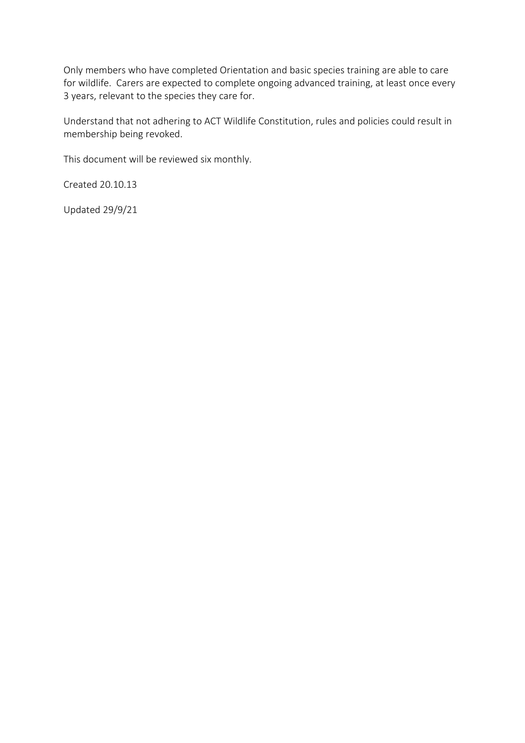Only members who have completed Orientation and basic species training are able to care for wildlife. Carers are expected to complete ongoing advanced training, at least once every 3 years, relevant to the species they care for.

Understand that not adhering to ACT Wildlife Constitution, rules and policies could result in membership being revoked.

This document will be reviewed six monthly.

Created 20.10.13

Updated 29/9/21